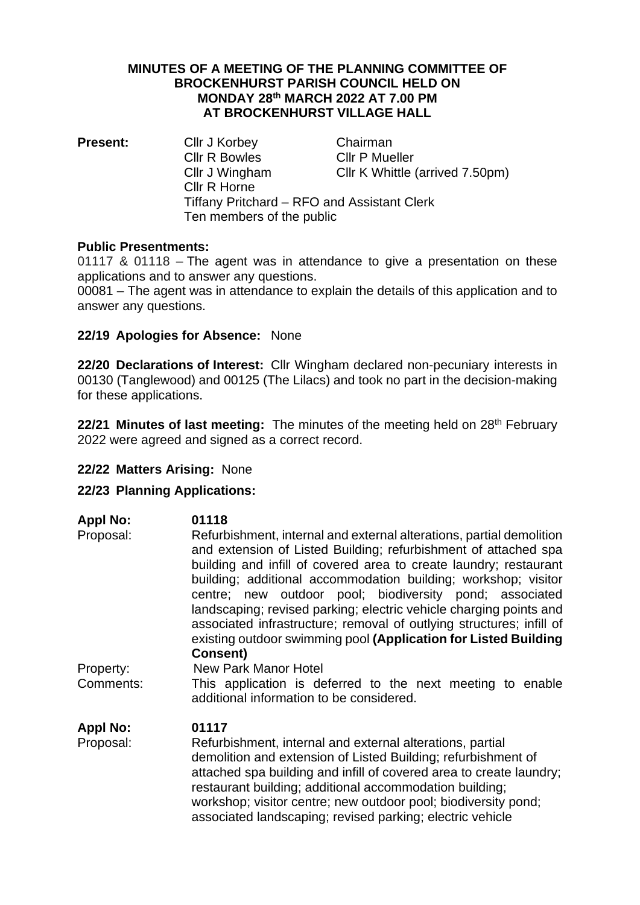# MINUTES OF A MEETING OF THE PLANNING COMMITTEE OF BROCKENHURST PARISH COUNCIL HELD ON MONDAY 28th MARCH 2022 AT 7.00 PM AT BROCKENHURST VILLAGE HALL

**Present:**

| | |
|---|---|
| Cllr J Korbey | Chairman |
| Cllr R Bowles | Cllr P Mueller |
| Cllr J Wingham | Cllr K Whittle (arrived 7.50pm) |
| Cllr R Horne | |

Tiffany Pritchard – RFO and Assistant Clerk
Ten members of the public

**Public Presentments:**

01117 & 01118 – The agent was in attendance to give a presentation on these applications and to answer any questions.

00081 – The agent was in attendance to explain the details of this application and to answer any questions.

**22/19 Apologies for Absence:** None

**22/20 Declarations of Interest:** Cllr Wingham declared non-pecuniary interests in 00130 (Tanglewood) and 00125 (The Lilacs) and took no part in the decision-making for these applications.

**22/21 Minutes of last meeting:** The minutes of the meeting held on 28th February 2022 were agreed and signed as a correct record.

**22/22 Matters Arising:** None

**22/23 Planning Applications:**

**Appl No:** **01118**

Proposal: Refurbishment, internal and external alterations, partial demolition and extension of Listed Building; refurbishment of attached spa building and infill of covered area to create laundry; restaurant building; additional accommodation building; workshop; visitor centre; new outdoor pool; biodiversity pond; associated landscaping; revised parking; electric vehicle charging points and associated infrastructure; removal of outlying structures; infill of existing outdoor swimming pool **(Application for Listed Building Consent)**

Property: New Park Manor Hotel

Comments: This application is deferred to the next meeting to enable additional information to be considered.

**Appl No:** **01117**

Proposal: Refurbishment, internal and external alterations, partial demolition and extension of Listed Building; refurbishment of attached spa building and infill of covered area to create laundry; restaurant building; additional accommodation building; workshop; visitor centre; new outdoor pool; biodiversity pond; associated landscaping; revised parking; electric vehicle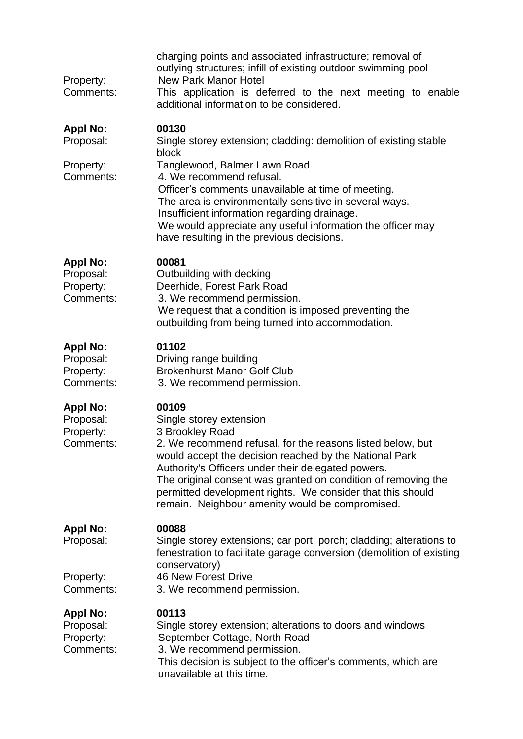| | |
|---|---|
| | charging points and associated infrastructure; removal of outlying structures; infill of existing outdoor swimming pool |
| Property: | New Park Manor Hotel |
| Comments: | This application is deferred to the next meeting to enable additional information to be considered. |

| | |
|---|---|
| **Appl No:** | **00130** |
| Proposal: | Single storey extension; cladding: demolition of existing stable block |
| Property: | Tanglewood, Balmer Lawn Road |
| Comments: | 4. We recommend refusal.<br>Officer's comments unavailable at time of meeting.<br>The area is environmentally sensitive in several ways.<br>Insufficient information regarding drainage.<br>We would appreciate any useful information the officer may have resulting in the previous decisions. |

| | |
|---|---|
| **Appl No:** | **00081** |
| Proposal: | Outbuilding with decking |
| Property: | Deerhide, Forest Park Road |
| Comments: | 3. We recommend permission.<br>We request that a condition is imposed preventing the outbuilding from being turned into accommodation. |

| | |
|---|---|
| **Appl No:** | **01102** |
| Proposal: | Driving range building |
| Property: | Brokenhurst Manor Golf Club |
| Comments: | 3. We recommend permission. |

| | |
|---|---|
| **Appl No:** | **00109** |
| Proposal: | Single storey extension |
| Property: | 3 Brookley Road |
| Comments: | 2. We recommend refusal, for the reasons listed below, but would accept the decision reached by the National Park Authority's Officers under their delegated powers.<br>The original consent was granted on condition of removing the permitted development rights. We consider that this should remain. Neighbour amenity would be compromised. |

| | |
|---|---|
| **Appl No:** | **00088** |
| Proposal: | Single storey extensions; car port; porch; cladding; alterations to fenestration to facilitate garage conversion (demolition of existing conservatory) |
| Property: | 46 New Forest Drive |
| Comments: | 3. We recommend permission. |

| | |
|---|---|
| **Appl No:** | **00113** |
| Proposal: | Single storey extension; alterations to doors and windows |
| Property: | September Cottage, North Road |
| Comments: | 3. We recommend permission.<br>This decision is subject to the officer's comments, which are unavailable at this time. |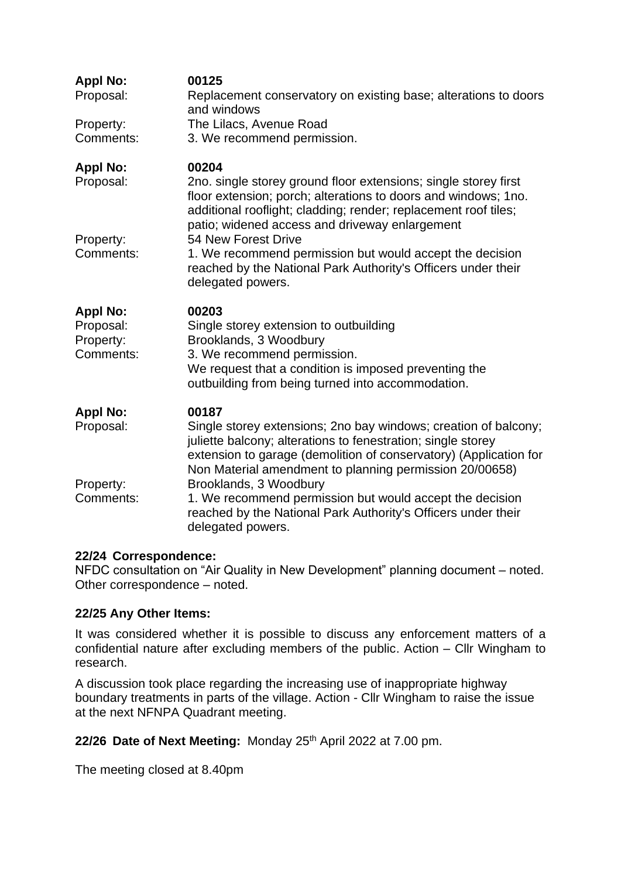**Appl No:** **00125**
Proposal: Replacement conservatory on existing base; alterations to doors and windows
Property: The Lilacs, Avenue Road
Comments: 3. We recommend permission.

**Appl No:** **00204**
Proposal: 2no. single storey ground floor extensions; single storey first floor extension; porch; alterations to doors and windows; 1no. additional rooflight; cladding; render; replacement roof tiles; patio; widened access and driveway enlargement
Property: 54 New Forest Drive
Comments: 1. We recommend permission but would accept the decision reached by the National Park Authority's Officers under their delegated powers.

**Appl No:** **00203**
Proposal: Single storey extension to outbuilding
Property: Brooklands, 3 Woodbury
Comments: 3. We recommend permission.
We request that a condition is imposed preventing the outbuilding from being turned into accommodation.

**Appl No:** **00187**
Proposal: Single storey extensions; 2no bay windows; creation of balcony; juliette balcony; alterations to fenestration; single storey extension to garage (demolition of conservatory) (Application for Non Material amendment to planning permission 20/00658)
Property: Brooklands, 3 Woodbury
Comments: 1. We recommend permission but would accept the decision reached by the National Park Authority's Officers under their delegated powers.

**22/24 Correspondence:**
NFDC consultation on "Air Quality in New Development" planning document – noted.
Other correspondence – noted.

**22/25 Any Other Items:**

It was considered whether it is possible to discuss any enforcement matters of a confidential nature after excluding members of the public. Action – Cllr Wingham to research.

A discussion took place regarding the increasing use of inappropriate highway boundary treatments in parts of the village. Action - Cllr Wingham to raise the issue at the next NFNPA Quadrant meeting.

**22/26 Date of Next Meeting:** Monday 25th April 2022 at 7.00 pm.

The meeting closed at 8.40pm